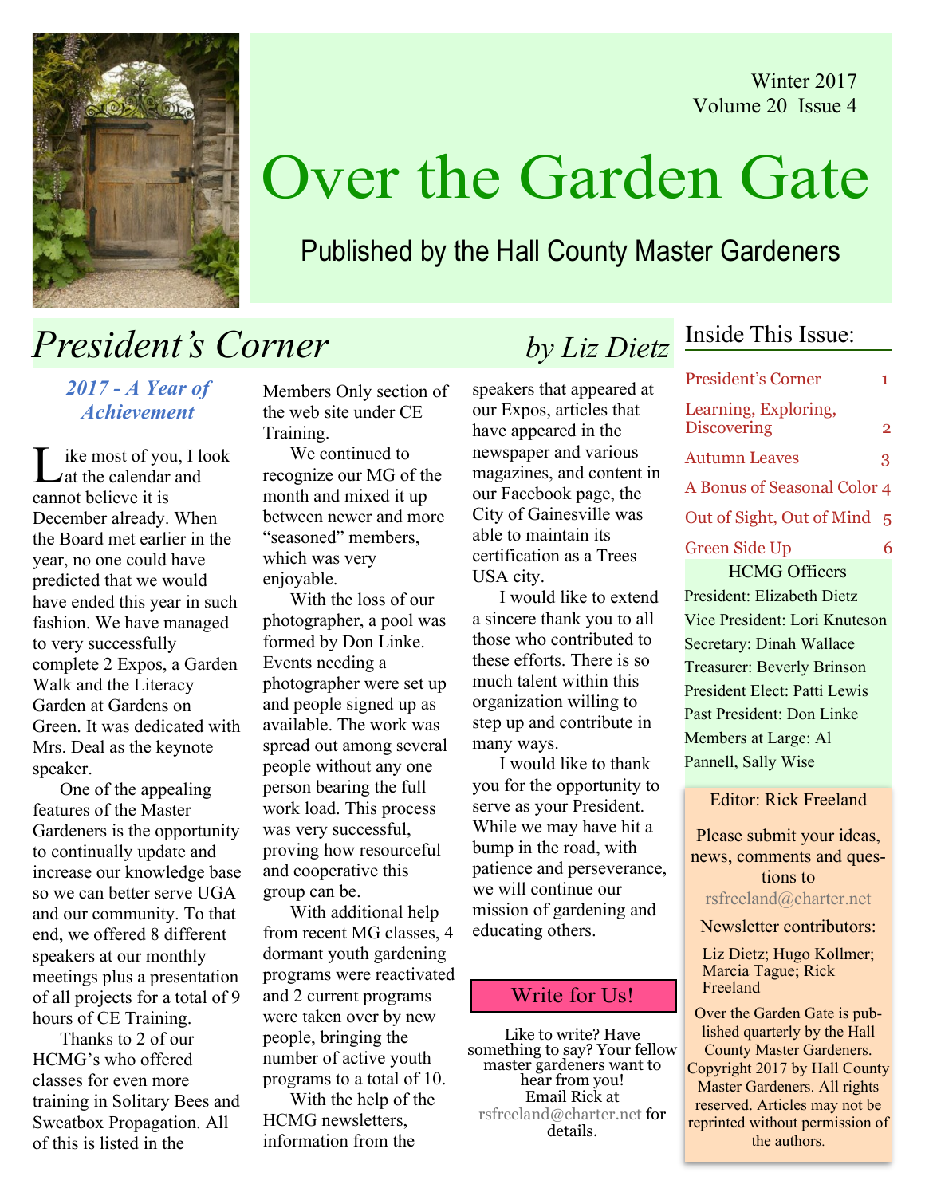Winter 2017
Volume 20 Issue 4

# Over the Garden Gate

Published by the Hall County Master Gardeners

## *President's Corner* *by Liz Dietz*

### *2017 - A Year of Achievement*

Like most of you, I look at the calendar and cannot believe it is December already. When the Board met earlier in the year, no one could have predicted that we would have ended this year in such fashion. We have managed to very successfully complete 2 Expos, a Garden Walk and the Literacy Garden at Gardens on Green. It was dedicated with Mrs. Deal as the keynote speaker.

One of the appealing features of the Master Gardeners is the opportunity to continually update and increase our knowledge base so we can better serve UGA and our community. To that end, we offered 8 different speakers at our monthly meetings plus a presentation of all projects for a total of 9 hours of CE Training.

Thanks to 2 of our HCMG's who offered classes for even more training in Solitary Bees and Sweatbox Propagation. All of this is listed in the Members Only section of the web site under CE Training.

We continued to recognize our MG of the month and mixed it up between newer and more "seasoned" members, which was very enjoyable.

With the loss of our photographer, a pool was formed by Don Linke. Events needing a photographer were set up and people signed up as available. The work was spread out among several people without any one person bearing the full work load. This process was very successful, proving how resourceful and cooperative this group can be.

With additional help from recent MG classes, 4 dormant youth gardening programs were reactivated and 2 current programs were taken over by new people, bringing the number of active youth programs to a total of 10.

With the help of the HCMG newsletters, information from the speakers that appeared at our Expos, articles that have appeared in the newspaper and various magazines, and content in our Facebook page, the City of Gainesville was able to maintain its certification as a Trees USA city.

I would like to extend a sincere thank you to all those who contributed to these efforts. There is so much talent within this organization willing to step up and contribute in many ways.

I would like to thank you for the opportunity to serve as your President. While we may have hit a bump in the road, with patience and perseverance, we will continue our mission of gardening and educating others.

### Write for Us!

Like to write? Have something to say? Your fellow master gardeners want to hear from you! Email Rick at rsfreeland@charter.net for details.

### Inside This Issue:

| | |
|---|---|
| President's Corner | 1 |
| Learning, Exploring, Discovering | 2 |
| Autumn Leaves | 3 |
| A Bonus of Seasonal Color | 4 |
| Out of Sight, Out of Mind | 5 |
| Green Side Up | 6 |

### HCMG Officers

President: Elizabeth Dietz
Vice President: Lori Knuteson
Secretary: Dinah Wallace
Treasurer: Beverly Brinson
President Elect: Patti Lewis
Past President: Don Linke
Members at Large: Al Pannell, Sally Wise

Editor: Rick Freeland

Please submit your ideas, news, comments and questions to rsfreeland@charter.net

Newsletter contributors:

Liz Dietz; Hugo Kollmer; Marcia Tague; Rick Freeland

Over the Garden Gate is published quarterly by the Hall County Master Gardeners. Copyright 2017 by Hall County Master Gardeners. All rights reserved. Articles may not be reprinted without permission of the authors.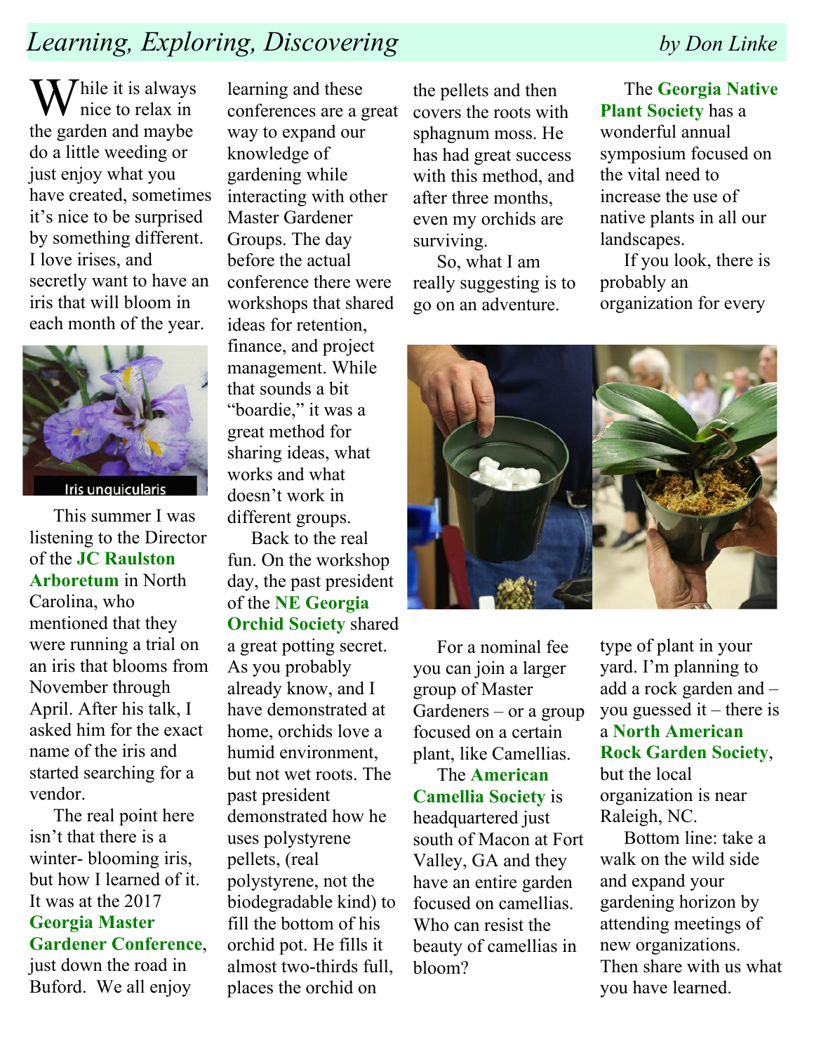# *Learning, Exploring, Discovering*

*by Don Linke*

While it is always nice to relax in the garden and maybe do a little weeding or just enjoy what you have created, sometimes it's nice to be surprised by something different. I love irises, and secretly want to have an iris that will bloom in each month of the year.

Iris unguicularis

This summer I was listening to the Director of the **JC Raulston Arboretum** in North Carolina, who mentioned that they were running a trial on an iris that blooms from November through April. After his talk, I asked him for the exact name of the iris and started searching for a vendor.

The real point here isn't that there is a winter- blooming iris, but how I learned of it. It was at the 2017 **Georgia Master Gardener Conference**, just down the road in Buford. We all enjoy learning and these conferences are a great way to expand our knowledge of gardening while interacting with other Master Gardener Groups. The day before the actual conference there were workshops that shared ideas for retention, finance, and project management. While that sounds a bit "boardie," it was a great method for sharing ideas, what works and what doesn't work in different groups.

Back to the real fun. On the workshop day, the past president of the **NE Georgia Orchid Society** shared a great potting secret. As you probably already know, and I have demonstrated at home, orchids love a humid environment, but not wet roots. The past president demonstrated how he uses polystyrene pellets, (real polystyrene, not the biodegradable kind) to fill the bottom of his orchid pot. He fills it almost two-thirds full, places the orchid on the pellets and then covers the roots with sphagnum moss. He has had great success with this method, and after three months, even my orchids are surviving.

So, what I am really suggesting is to go on an adventure.

For a nominal fee you can join a larger group of Master Gardeners – or a group focused on a certain plant, like Camellias.

The **American Camellia Society** is headquartered just south of Macon at Fort Valley, GA and they have an entire garden focused on camellias. Who can resist the beauty of camellias in bloom?

The **Georgia Native Plant Society** has a wonderful annual symposium focused on the vital need to increase the use of native plants in all our landscapes.

If you look, there is probably an organization for every type of plant in your yard. I'm planning to add a rock garden and – you guessed it – there is a **North American Rock Garden Society**, but the local organization is near Raleigh, NC.

Bottom line: take a walk on the wild side and expand your gardening horizon by attending meetings of new organizations. Then share with us what you have learned.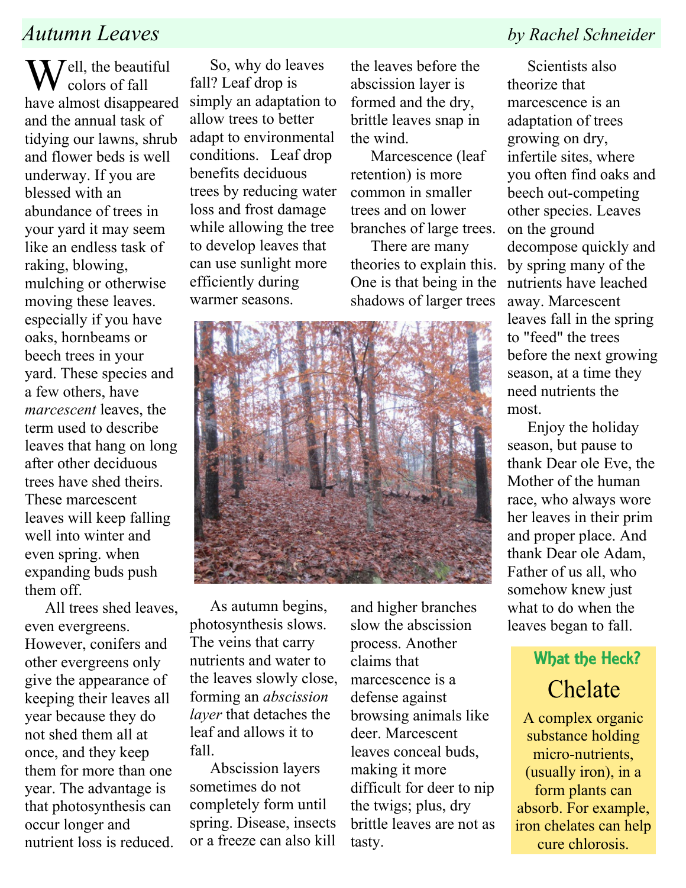## *Autumn Leaves*

*by Rachel Schneider*

Well, the beautiful colors of fall have almost disappeared and the annual task of tidying our lawns, shrub and flower beds is well underway. If you are blessed with an abundance of trees in your yard it may seem like an endless task of raking, blowing, mulching or otherwise moving these leaves. especially if you have oaks, hornbeams or beech trees in your yard. These species and a few others, have *marcescent* leaves, the term used to describe leaves that hang on long after other deciduous trees have shed theirs. These marcescent leaves will keep falling well into winter and even spring. when expanding buds push them off.

All trees shed leaves, even evergreens. However, conifers and other evergreens only give the appearance of keeping their leaves all year because they do not shed them all at once, and they keep them for more than one year. The advantage is that photosynthesis can occur longer and nutrient loss is reduced.

So, why do leaves fall? Leaf drop is simply an adaptation to allow trees to better adapt to environmental conditions. Leaf drop benefits deciduous trees by reducing water loss and frost damage while allowing the tree to develop leaves that can use sunlight more efficiently during warmer seasons.

As autumn begins, photosynthesis slows. The veins that carry nutrients and water to the leaves slowly close, forming an *abscission layer* that detaches the leaf and allows it to fall.

Abscission layers sometimes do not completely form until spring. Disease, insects or a freeze can also kill the leaves before the abscission layer is formed and the dry, brittle leaves snap in the wind.

Marcescence (leaf retention) is more common in smaller trees and on lower branches of large trees.

There are many theories to explain this. One is that being in the shadows of larger trees and higher branches slow the abscission process. Another claims that marcescence is a defense against browsing animals like deer. Marcescent leaves conceal buds, making it more difficult for deer to nip the twigs; plus, dry brittle leaves are not as tasty.

Scientists also theorize that marcescence is an adaptation of trees growing on dry, infertile sites, where you often find oaks and beech out-competing other species. Leaves on the ground decompose quickly and by spring many of the nutrients have leached away. Marcescent leaves fall in the spring to "feed" the trees before the next growing season, at a time they need nutrients the most.

Enjoy the holiday season, but pause to thank Dear ole Eve, the Mother of the human race, who always wore her leaves in their prim and proper place. And thank Dear ole Adam, Father of us all, who somehow knew just what to do when the leaves began to fall.

---

**What the Heck?**

### Chelate

A complex organic substance holding micro-nutrients, (usually iron), in a form plants can absorb. For example, iron chelates can help cure chlorosis.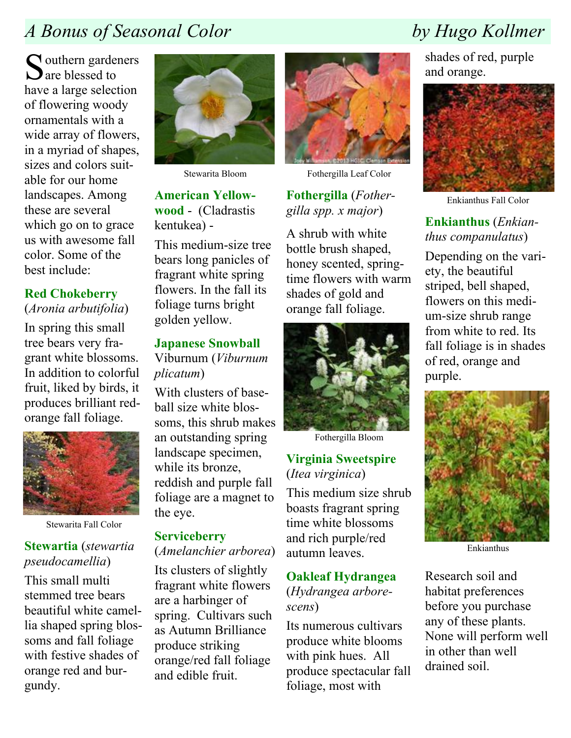# *A Bonus of Seasonal Color* *by Hugo Kollmer*

Southern gardeners are blessed to have a large selection of flowering woody ornamentals with a wide array of flowers, in a myriad of shapes, sizes and colors suitable for our home landscapes. Among these are several which go on to grace us with awesome fall color. Some of the best include:

**Red Chokeberry** (*Aronia arbutifolia*)

In spring this small tree bears very fragrant white blossoms. In addition to colorful fruit, liked by birds, it produces brilliant red-orange fall foliage.

Stewarita Fall Color

**Stewartia** (*stewartia pseudocamellia*)

This small multi stemmed tree bears beautiful white camellia shaped spring blossoms and fall foliage with festive shades of orange red and burgundy.

Stewarita Bloom

**American Yellowwood** - (Cladrastis kentukea) -

This medium-size tree bears long panicles of fragrant white spring flowers. In the fall its foliage turns bright golden yellow.

**Japanese Snowball** Viburnum (*Viburnum plicatum*)

With clusters of baseball size white blossoms, this shrub makes an outstanding spring landscape specimen, while its bronze, reddish and purple fall foliage are a magnet to the eye.

**Serviceberry** (*Amelanchier arborea*)

Its clusters of slightly fragrant white flowers are a harbinger of spring. Cultivars such as Autumn Brilliance produce striking orange/red fall foliage and edible fruit.

Fothergilla Leaf Color

**Fothergilla** (*Fothergilla spp. x major*)

A shrub with white bottle brush shaped, honey scented, springtime flowers with warm shades of gold and orange fall foliage.

Fothergilla Bloom

**Virginia Sweetspire** (*Itea virginica*)

This medium size shrub boasts fragrant spring time white blossoms and rich purple/red autumn leaves.

**Oakleaf Hydrangea** (*Hydrangea arborescens*)

Its numerous cultivars produce white blooms with pink hues. All produce spectacular fall foliage, most with shades of red, purple and orange.

Enkianthus Fall Color

**Enkianthus** (*Enkianthus companulatus*)

Depending on the variety, the beautiful striped, bell shaped, flowers on this medium-size shrub range from white to red. Its fall foliage is in shades of red, orange and purple.

Enkianthus

Research soil and habitat preferences before you purchase any of these plants. None will perform well in other than well drained soil.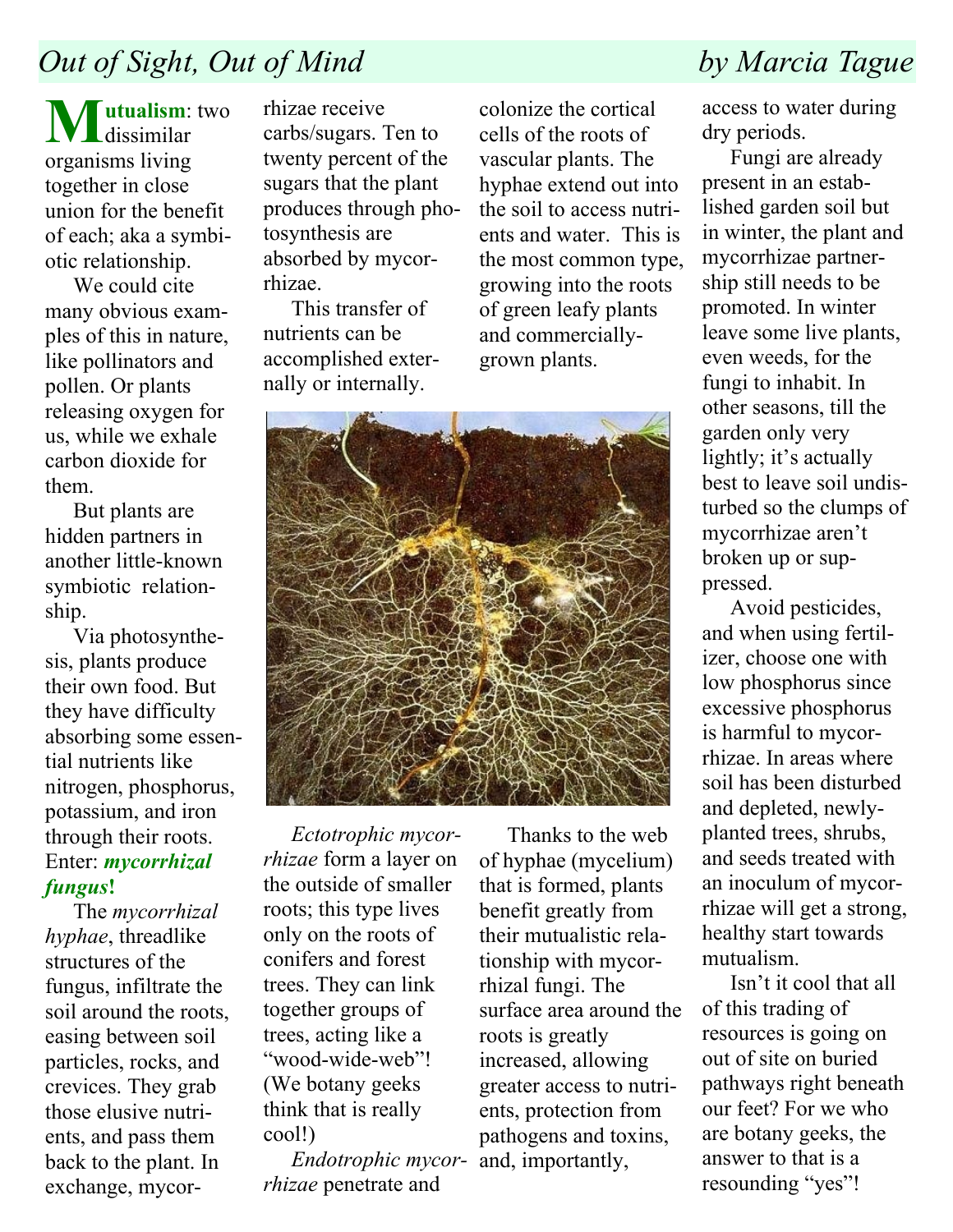# *Out of Sight, Out of Mind* — *by Marcia Tague*

**Mutualism**: two dissimilar organisms living together in close union for the benefit of each; aka a symbiotic relationship.

We could cite many obvious examples of this in nature, like pollinators and pollen. Or plants releasing oxygen for us, while we exhale carbon dioxide for them.

But plants are hidden partners in another little-known symbiotic relationship.

Via photosynthesis, plants produce their own food. But they have difficulty absorbing some essential nutrients like nitrogen, phosphorus, potassium, and iron through their roots. Enter: ***mycorrhizal fungus*!**

The *mycorrhizal hyphae*, threadlike structures of the fungus, infiltrate the soil around the roots, easing between soil particles, rocks, and crevices. They grab those elusive nutrients, and pass them back to the plant. In exchange, mycorrhizae receive carbs/sugars. Ten to twenty percent of the sugars that the plant produces through photosynthesis are absorbed by mycorrhizae.

This transfer of nutrients can be accomplished externally or internally.

*Ectotrophic mycorrhizae* form a layer on the outside of smaller roots; this type lives only on the roots of conifers and forest trees. They can link together groups of trees, acting like a "wood-wide-web"! (We botany geeks think that is really cool!)

*Endotrophic mycorrhizae* penetrate and colonize the cortical cells of the roots of vascular plants. The hyphae extend out into the soil to access nutrients and water. This is the most common type, growing into the roots of green leafy plants and commercially-grown plants.

Thanks to the web of hyphae (mycelium) that is formed, plants benefit greatly from their mutualistic relationship with mycorrhizal fungi. The surface area around the roots is greatly increased, allowing greater access to nutrients, protection from pathogens and toxins, and, importantly, access to water during dry periods.

Fungi are already present in an established garden soil but in winter, the plant and mycorrhizae partnership still needs to be promoted. In winter leave some live plants, even weeds, for the fungi to inhabit. In other seasons, till the garden only very lightly; it's actually best to leave soil undisturbed so the clumps of mycorrhizae aren't broken up or suppressed.

Avoid pesticides, and when using fertilizer, choose one with low phosphorus since excessive phosphorus is harmful to mycorrhizae. In areas where soil has been disturbed and depleted, newly-planted trees, shrubs, and seeds treated with an inoculum of mycorrhizae will get a strong, healthy start towards mutualism.

Isn't it cool that all of this trading of resources is going on out of site on buried pathways right beneath our feet? For we who are botany geeks, the answer to that is a resounding "yes"!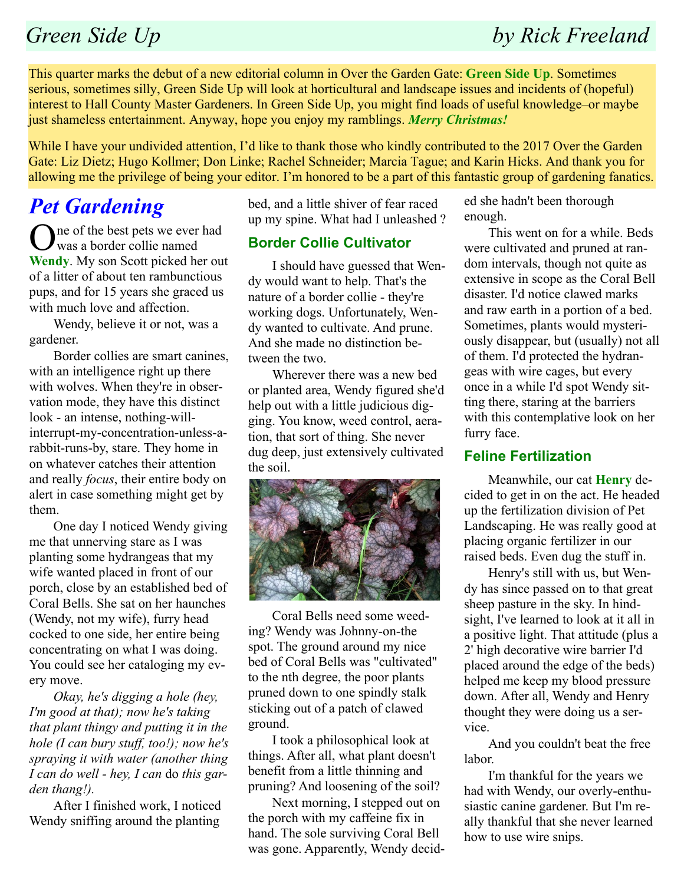# Green Side Up — by Rick Freeland

This quarter marks the debut of a new editorial column in Over the Garden Gate: **Green Side Up**. Sometimes serious, sometimes silly, Green Side Up will look at horticultural and landscape issues and incidents of (hopeful) interest to Hall County Master Gardeners. In Green Side Up, you might find loads of useful knowledge–or maybe just shameless entertainment. Anyway, hope you enjoy my ramblings. ***Merry Christmas!***

While I have your undivided attention, I'd like to thank those who kindly contributed to the 2017 Over the Garden Gate: Liz Dietz; Hugo Kollmer; Don Linke; Rachel Schneider; Marcia Tague; and Karin Hicks. And thank you for allowing me the privilege of being your editor. I'm honored to be a part of this fantastic group of gardening fanatics.

## *Pet Gardening*

One of the best pets we ever had was a border collie named **Wendy**. My son Scott picked her out of a litter of about ten rambunctious pups, and for 15 years she graced us with much love and affection.

Wendy, believe it or not, was a gardener.

Border collies are smart canines, with an intelligence right up there with wolves. When they're in observation mode, they have this distinct look - an intense, nothing-will-interrupt-my-concentration-unless-a-rabbit-runs-by, stare. They home in on whatever catches their attention and really *focus*, their entire body on alert in case something might get by them.

One day I noticed Wendy giving me that unnerving stare as I was planting some hydrangeas that my wife wanted placed in front of our porch, close by an established bed of Coral Bells. She sat on her haunches (Wendy, not my wife), furry head cocked to one side, her entire being concentrating on what I was doing. You could see her cataloging my every move.

*Okay, he's digging a hole (hey, I'm good at that); now he's taking that plant thingy and putting it in the hole (I can bury stuff, too!); now he's spraying it with water (another thing I can do well - hey, I can* do *this garden thang!).*

After I finished work, I noticed Wendy sniffing around the planting bed, and a little shiver of fear raced up my spine. What had I unleashed ?

### Border Collie Cultivator

I should have guessed that Wendy would want to help. That's the nature of a border collie - they're working dogs. Unfortunately, Wendy wanted to cultivate. And prune. And she made no distinction between the two.

Wherever there was a new bed or planted area, Wendy figured she'd help out with a little judicious digging. You know, weed control, aeration, that sort of thing. She never dug deep, just extensively cultivated the soil.

Coral Bells need some weeding? Wendy was Johnny-on-the spot. The ground around my nice bed of Coral Bells was "cultivated" to the nth degree, the poor plants pruned down to one spindly stalk sticking out of a patch of clawed ground.

I took a philosophical look at things. After all, what plant doesn't benefit from a little thinning and pruning? And loosening of the soil?

Next morning, I stepped out on the porch with my caffeine fix in hand. The sole surviving Coral Bell was gone. Apparently, Wendy decided she hadn't been thorough enough.

This went on for a while. Beds were cultivated and pruned at random intervals, though not quite as extensive in scope as the Coral Bell disaster. I'd notice clawed marks and raw earth in a portion of a bed. Sometimes, plants would mysteriously disappear, but (usually) not all of them. I'd protected the hydrangeas with wire cages, but every once in a while I'd spot Wendy sitting there, staring at the barriers with this contemplative look on her furry face.

### Feline Fertilization

Meanwhile, our cat **Henry** decided to get in on the act. He headed up the fertilization division of Pet Landscaping. He was really good at placing organic fertilizer in our raised beds. Even dug the stuff in.

Henry's still with us, but Wendy has since passed on to that great sheep pasture in the sky. In hindsight, I've learned to look at it all in a positive light. That attitude (plus a 2' high decorative wire barrier I'd placed around the edge of the beds) helped me keep my blood pressure down. After all, Wendy and Henry thought they were doing us a service.

And you couldn't beat the free labor.

I'm thankful for the years we had with Wendy, our overly-enthusiastic canine gardener. But I'm really thankful that she never learned how to use wire snips.